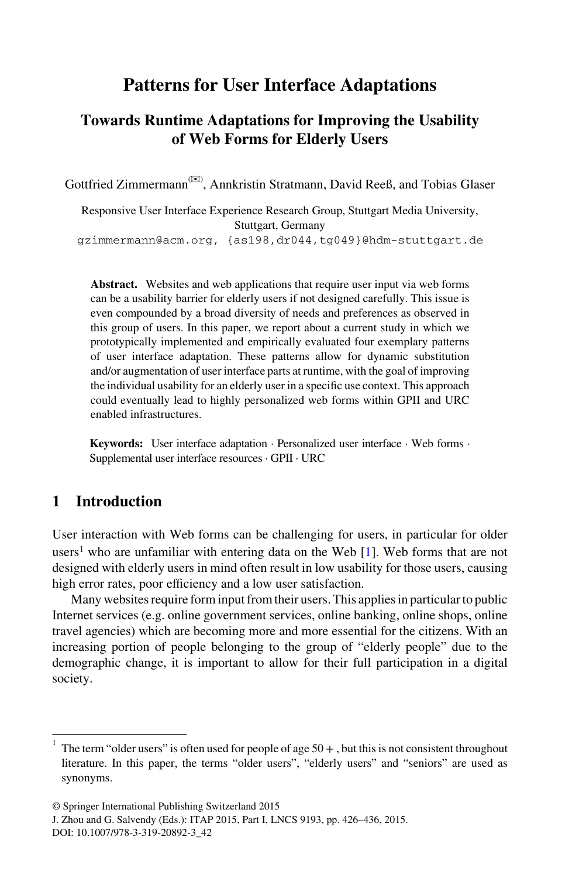# Patterns for User Interface Adaptations

## Towards Runtime Adaptations for Improving the Usability of Web Forms for Elderly Users

Gottfried Zimmermann(✉), Annkristin Stratmann, David Reeß, and Tobias Glaser

Responsive User Interface Experience Research Group, Stuttgart Media University, Stuttgart, Germany
gzimmermann@acm.org, {as198,dr044,tg049}@hdm-stuttgart.de

**Abstract.** Websites and web applications that require user input via web forms can be a usability barrier for elderly users if not designed carefully. This issue is even compounded by a broad diversity of needs and preferences as observed in this group of users. In this paper, we report about a current study in which we prototypically implemented and empirically evaluated four exemplary patterns of user interface adaptation. These patterns allow for dynamic substitution and/or augmentation of user interface parts at runtime, with the goal of improving the individual usability for an elderly user in a specific use context. This approach could eventually lead to highly personalized web forms within GPII and URC enabled infrastructures.

**Keywords:** User interface adaptation · Personalized user interface · Web forms · Supplemental user interface resources · GPII · URC

## 1 Introduction

User interaction with Web forms can be challenging for users, in particular for older users[1] who are unfamiliar with entering data on the Web [1]. Web forms that are not designed with elderly users in mind often result in low usability for those users, causing high error rates, poor efficiency and a low user satisfaction.

Many websites require form input from their users. This applies in particular to public Internet services (e.g. online government services, online banking, online shops, online travel agencies) which are becoming more and more essential for the citizens. With an increasing portion of people belonging to the group of "elderly people" due to the demographic change, it is important to allow for their full participation in a digital society.

---

[1] The term "older users" is often used for people of age 50 +, but this is not consistent throughout literature. In this paper, the terms "older users", "elderly users" and "seniors" are used as synonyms.

© Springer International Publishing Switzerland 2015
J. Zhou and G. Salvendy (Eds.): ITAP 2015, Part I, LNCS 9193, pp. 426–436, 2015.
DOI: 10.1007/978-3-319-20892-3_42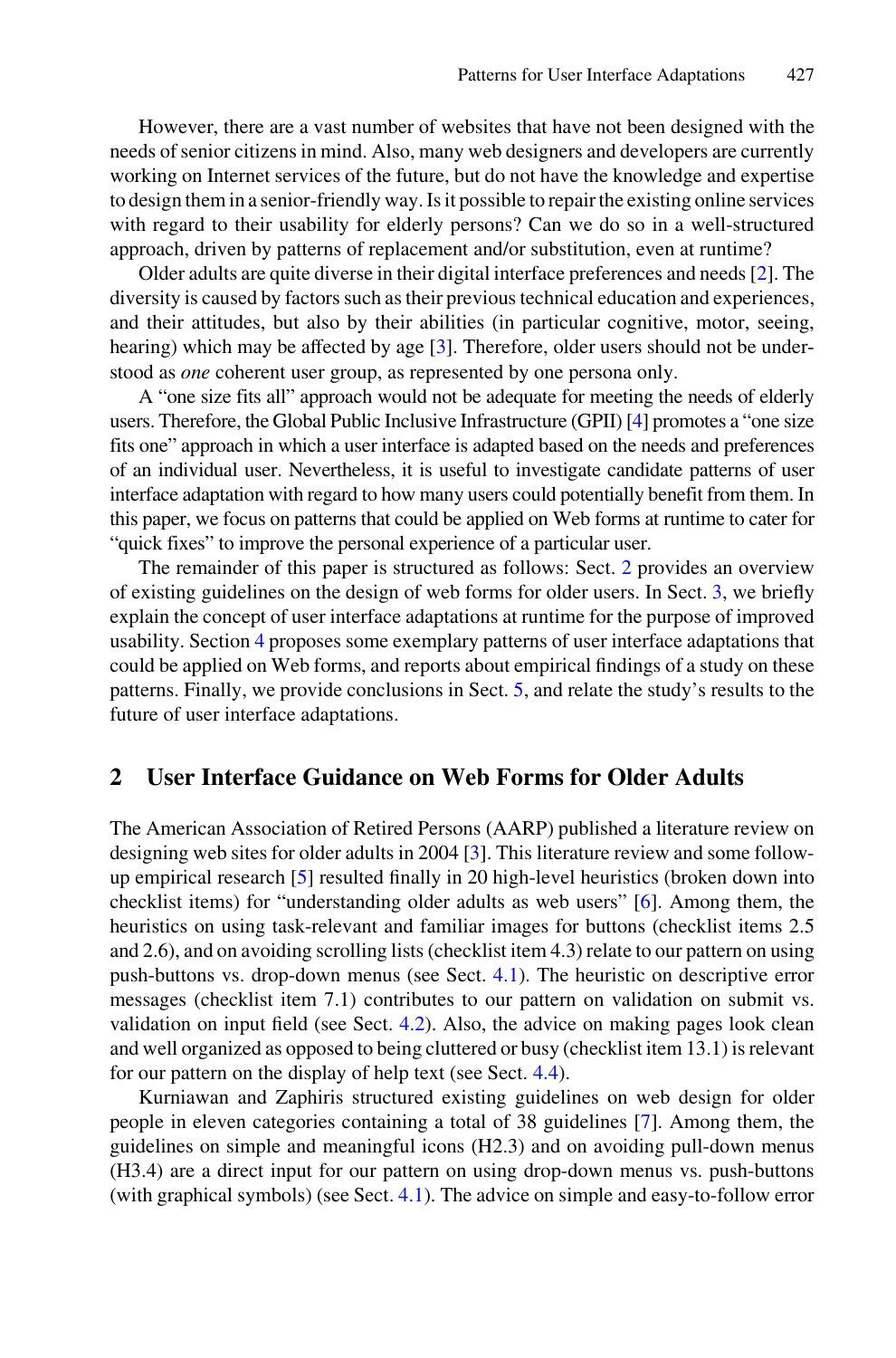However, there are a vast number of websites that have not been designed with the needs of senior citizens in mind. Also, many web designers and developers are currently working on Internet services of the future, but do not have the knowledge and expertise to design them in a senior-friendly way. Is it possible to repair the existing online services with regard to their usability for elderly persons? Can we do so in a well-structured approach, driven by patterns of replacement and/or substitution, even at runtime?

Older adults are quite diverse in their digital interface preferences and needs [2]. The diversity is caused by factors such as their previous technical education and experiences, and their attitudes, but also by their abilities (in particular cognitive, motor, seeing, hearing) which may be affected by age [3]. Therefore, older users should not be understood as *one* coherent user group, as represented by one persona only.

A "one size fits all" approach would not be adequate for meeting the needs of elderly users. Therefore, the Global Public Inclusive Infrastructure (GPII) [4] promotes a "one size fits one" approach in which a user interface is adapted based on the needs and preferences of an individual user. Nevertheless, it is useful to investigate candidate patterns of user interface adaptation with regard to how many users could potentially benefit from them. In this paper, we focus on patterns that could be applied on Web forms at runtime to cater for "quick fixes" to improve the personal experience of a particular user.

The remainder of this paper is structured as follows: Sect. 2 provides an overview of existing guidelines on the design of web forms for older users. In Sect. 3, we briefly explain the concept of user interface adaptations at runtime for the purpose of improved usability. Section 4 proposes some exemplary patterns of user interface adaptations that could be applied on Web forms, and reports about empirical findings of a study on these patterns. Finally, we provide conclusions in Sect. 5, and relate the study's results to the future of user interface adaptations.

## 2 User Interface Guidance on Web Forms for Older Adults

The American Association of Retired Persons (AARP) published a literature review on designing web sites for older adults in 2004 [3]. This literature review and some follow-up empirical research [5] resulted finally in 20 high-level heuristics (broken down into checklist items) for "understanding older adults as web users" [6]. Among them, the heuristics on using task-relevant and familiar images for buttons (checklist items 2.5 and 2.6), and on avoiding scrolling lists (checklist item 4.3) relate to our pattern on using push-buttons vs. drop-down menus (see Sect. 4.1). The heuristic on descriptive error messages (checklist item 7.1) contributes to our pattern on validation on submit vs. validation on input field (see Sect. 4.2). Also, the advice on making pages look clean and well organized as opposed to being cluttered or busy (checklist item 13.1) is relevant for our pattern on the display of help text (see Sect. 4.4).

Kurniawan and Zaphiris structured existing guidelines on web design for older people in eleven categories containing a total of 38 guidelines [7]. Among them, the guidelines on simple and meaningful icons (H2.3) and on avoiding pull-down menus (H3.4) are a direct input for our pattern on using drop-down menus vs. push-buttons (with graphical symbols) (see Sect. 4.1). The advice on simple and easy-to-follow error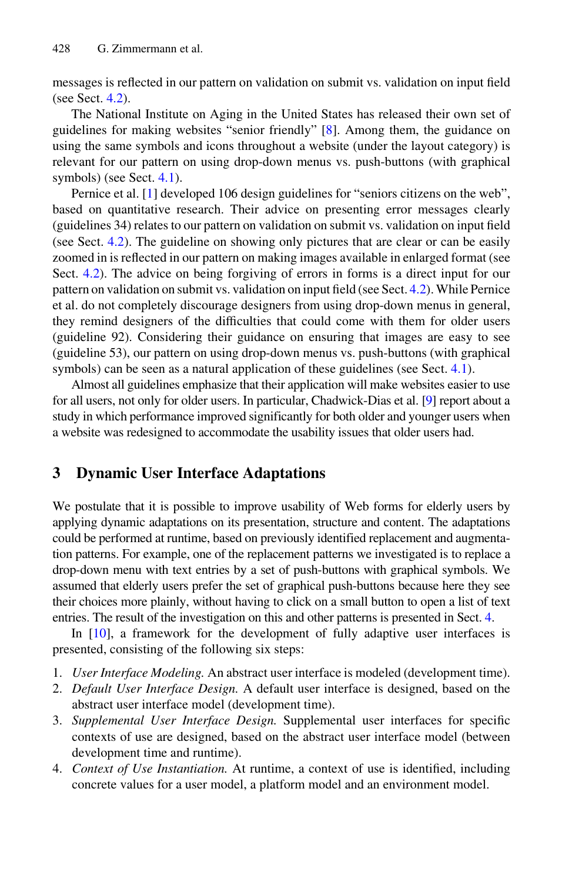messages is reflected in our pattern on validation on submit vs. validation on input field (see Sect. 4.2).

The National Institute on Aging in the United States has released their own set of guidelines for making websites “senior friendly” [8]. Among them, the guidance on using the same symbols and icons throughout a website (under the layout category) is relevant for our pattern on using drop-down menus vs. push-buttons (with graphical symbols) (see Sect. 4.1).

Pernice et al. [1] developed 106 design guidelines for “seniors citizens on the web”, based on quantitative research. Their advice on presenting error messages clearly (guidelines 34) relates to our pattern on validation on submit vs. validation on input field (see Sect. 4.2). The guideline on showing only pictures that are clear or can be easily zoomed in is reflected in our pattern on making images available in enlarged format (see Sect. 4.2). The advice on being forgiving of errors in forms is a direct input for our pattern on validation on submit vs. validation on input field (see Sect. 4.2). While Pernice et al. do not completely discourage designers from using drop-down menus in general, they remind designers of the difficulties that could come with them for older users (guideline 92). Considering their guidance on ensuring that images are easy to see (guideline 53), our pattern on using drop-down menus vs. push-buttons (with graphical symbols) can be seen as a natural application of these guidelines (see Sect. 4.1).

Almost all guidelines emphasize that their application will make websites easier to use for all users, not only for older users. In particular, Chadwick-Dias et al. [9] report about a study in which performance improved significantly for both older and younger users when a website was redesigned to accommodate the usability issues that older users had.

## 3 Dynamic User Interface Adaptations

We postulate that it is possible to improve usability of Web forms for elderly users by applying dynamic adaptations on its presentation, structure and content. The adaptations could be performed at runtime, based on previously identified replacement and augmentation patterns. For example, one of the replacement patterns we investigated is to replace a drop-down menu with text entries by a set of push-buttons with graphical symbols. We assumed that elderly users prefer the set of graphical push-buttons because here they see their choices more plainly, without having to click on a small button to open a list of text entries. The result of the investigation on this and other patterns is presented in Sect. 4.

In [10], a framework for the development of fully adaptive user interfaces is presented, consisting of the following six steps:

1. *User Interface Modeling.* An abstract user interface is modeled (development time).
2. *Default User Interface Design.* A default user interface is designed, based on the abstract user interface model (development time).
3. *Supplemental User Interface Design.* Supplemental user interfaces for specific contexts of use are designed, based on the abstract user interface model (between development time and runtime).
4. *Context of Use Instantiation.* At runtime, a context of use is identified, including concrete values for a user model, a platform model and an environment model.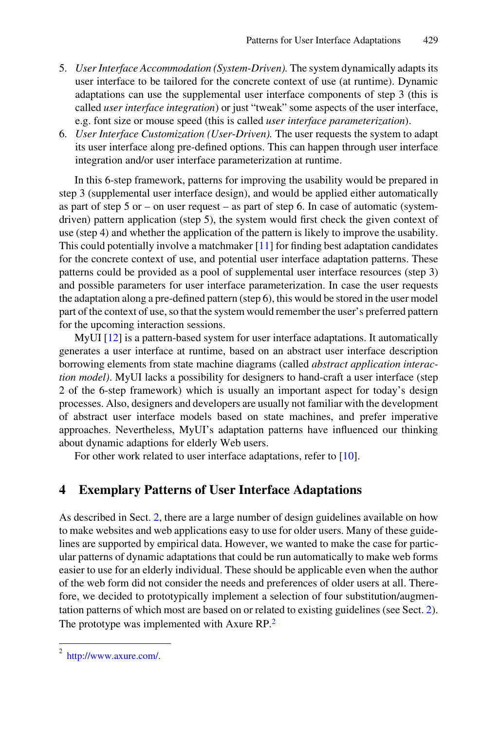5. *User Interface Accommodation (System-Driven).* The system dynamically adapts its user interface to be tailored for the concrete context of use (at runtime). Dynamic adaptations can use the supplemental user interface components of step 3 (this is called *user interface integration*) or just "tweak" some aspects of the user interface, e.g. font size or mouse speed (this is called *user interface parameterization*).
6. *User Interface Customization (User-Driven).* The user requests the system to adapt its user interface along pre-defined options. This can happen through user interface integration and/or user interface parameterization at runtime.

In this 6-step framework, patterns for improving the usability would be prepared in step 3 (supplemental user interface design), and would be applied either automatically as part of step 5 or – on user request – as part of step 6. In case of automatic (system-driven) pattern application (step 5), the system would first check the given context of use (step 4) and whether the application of the pattern is likely to improve the usability. This could potentially involve a matchmaker [11] for finding best adaptation candidates for the concrete context of use, and potential user interface adaptation patterns. These patterns could be provided as a pool of supplemental user interface resources (step 3) and possible parameters for user interface parameterization. In case the user requests the adaptation along a pre-defined pattern (step 6), this would be stored in the user model part of the context of use, so that the system would remember the user's preferred pattern for the upcoming interaction sessions.

MyUI [12] is a pattern-based system for user interface adaptations. It automatically generates a user interface at runtime, based on an abstract user interface description borrowing elements from state machine diagrams (called *abstract application interaction model)*. MyUI lacks a possibility for designers to hand-craft a user interface (step 2 of the 6-step framework) which is usually an important aspect for today's design processes. Also, designers and developers are usually not familiar with the development of abstract user interface models based on state machines, and prefer imperative approaches. Nevertheless, MyUI's adaptation patterns have influenced our thinking about dynamic adaptions for elderly Web users.

For other work related to user interface adaptations, refer to [10].

## 4 Exemplary Patterns of User Interface Adaptations

As described in Sect. 2, there are a large number of design guidelines available on how to make websites and web applications easy to use for older users. Many of these guidelines are supported by empirical data. However, we wanted to make the case for particular patterns of dynamic adaptations that could be run automatically to make web forms easier to use for an elderly individual. These should be applicable even when the author of the web form did not consider the needs and preferences of older users at all. Therefore, we decided to prototypically implement a selection of four substitution/augmentation patterns of which most are based on or related to existing guidelines (see Sect. 2). The prototype was implemented with Axure RP.[2]

[2] http://www.axure.com/.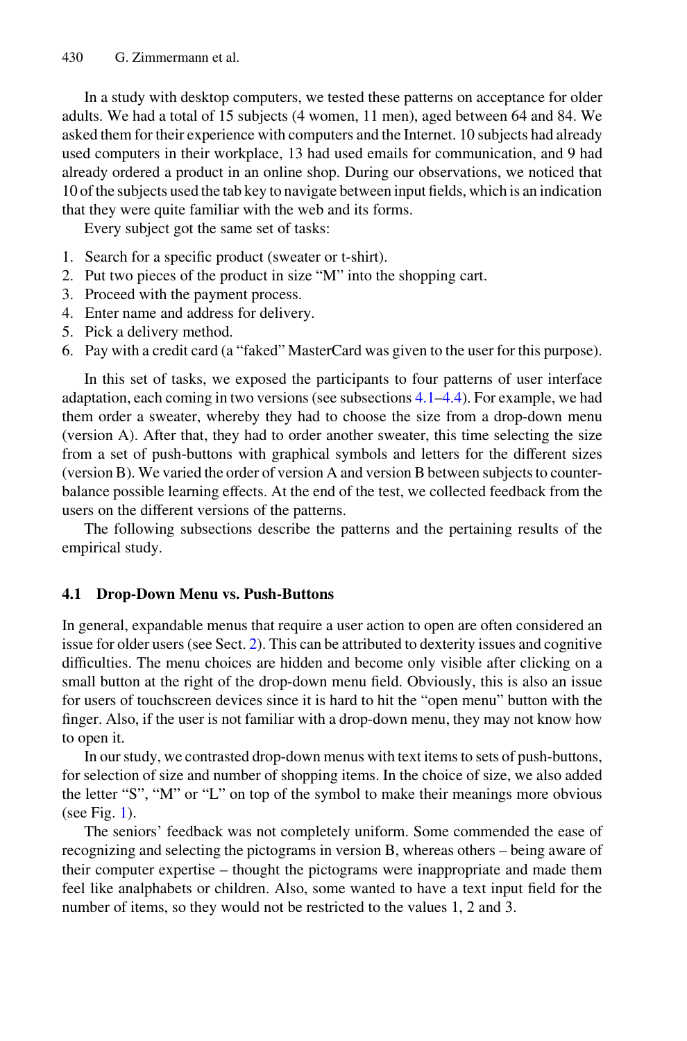In a study with desktop computers, we tested these patterns on acceptance for older adults. We had a total of 15 subjects (4 women, 11 men), aged between 64 and 84. We asked them for their experience with computers and the Internet. 10 subjects had already used computers in their workplace, 13 had used emails for communication, and 9 had already ordered a product in an online shop. During our observations, we noticed that 10 of the subjects used the tab key to navigate between input fields, which is an indication that they were quite familiar with the web and its forms.

Every subject got the same set of tasks:

1. Search for a specific product (sweater or t-shirt).
2. Put two pieces of the product in size "M" into the shopping cart.
3. Proceed with the payment process.
4. Enter name and address for delivery.
5. Pick a delivery method.
6. Pay with a credit card (a "faked" MasterCard was given to the user for this purpose).

In this set of tasks, we exposed the participants to four patterns of user interface adaptation, each coming in two versions (see subsections 4.1–4.4). For example, we had them order a sweater, whereby they had to choose the size from a drop-down menu (version A). After that, they had to order another sweater, this time selecting the size from a set of push-buttons with graphical symbols and letters for the different sizes (version B). We varied the order of version A and version B between subjects to counter-balance possible learning effects. At the end of the test, we collected feedback from the users on the different versions of the patterns.

The following subsections describe the patterns and the pertaining results of the empirical study.

### 4.1 Drop-Down Menu vs. Push-Buttons

In general, expandable menus that require a user action to open are often considered an issue for older users (see Sect. 2). This can be attributed to dexterity issues and cognitive difficulties. The menu choices are hidden and become only visible after clicking on a small button at the right of the drop-down menu field. Obviously, this is also an issue for users of touchscreen devices since it is hard to hit the "open menu" button with the finger. Also, if the user is not familiar with a drop-down menu, they may not know how to open it.

In our study, we contrasted drop-down menus with text items to sets of push-buttons, for selection of size and number of shopping items. In the choice of size, we also added the letter "S", "M" or "L" on top of the symbol to make their meanings more obvious (see Fig. 1).

The seniors' feedback was not completely uniform. Some commended the ease of recognizing and selecting the pictograms in version B, whereas others – being aware of their computer expertise – thought the pictograms were inappropriate and made them feel like analphabets or children. Also, some wanted to have a text input field for the number of items, so they would not be restricted to the values 1, 2 and 3.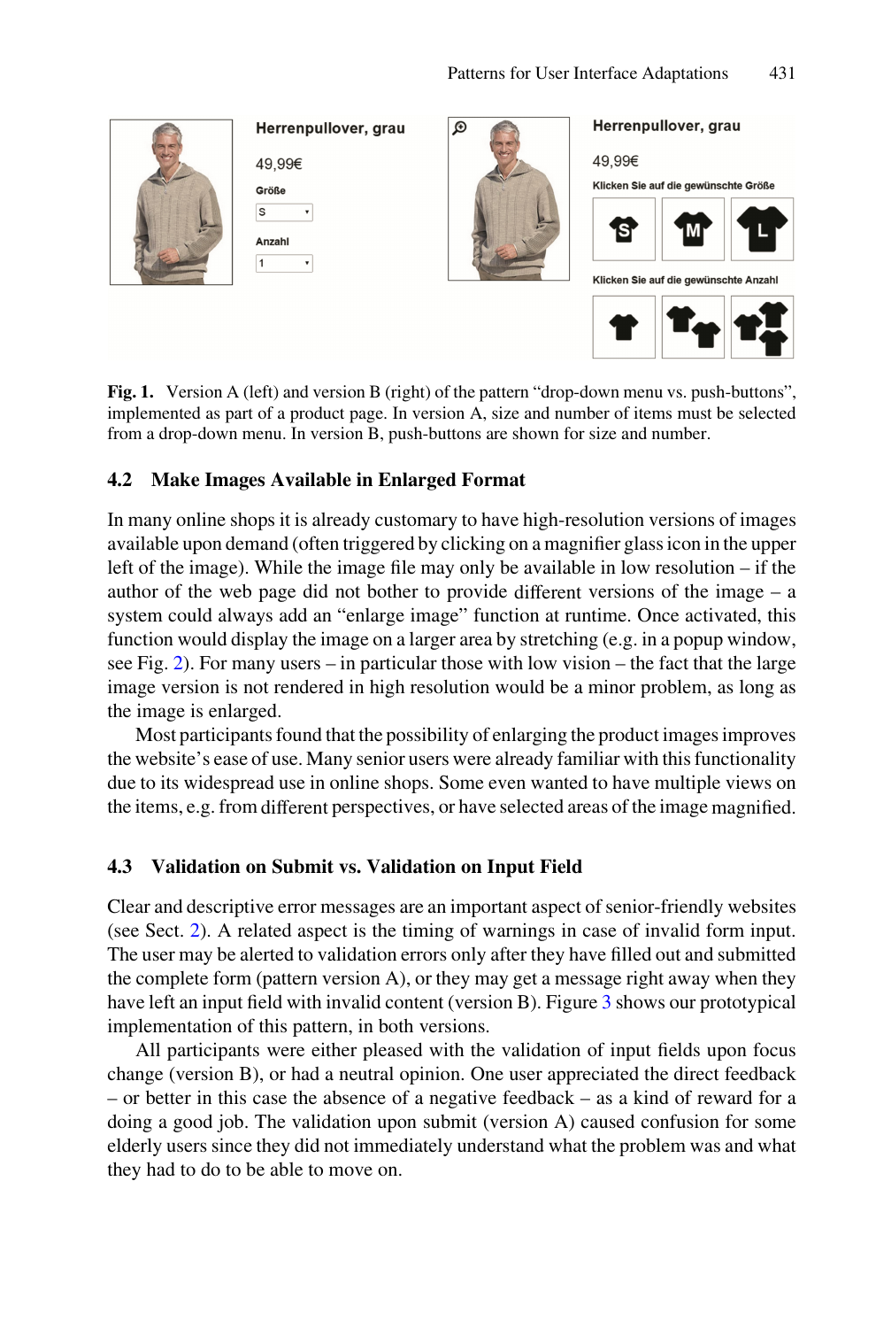Fig. 1. Version A (left) and version B (right) of the pattern "drop-down menu vs. push-buttons", implemented as part of a product page. In version A, size and number of items must be selected from a drop-down menu. In version B, push-buttons are shown for size and number.

### 4.2 Make Images Available in Enlarged Format

In many online shops it is already customary to have high-resolution versions of images available upon demand (often triggered by clicking on a magnifier glass icon in the upper left of the image). While the image file may only be available in low resolution – if the author of the web page did not bother to provide different versions of the image – a system could always add an "enlarge image" function at runtime. Once activated, this function would display the image on a larger area by stretching (e.g. in a popup window, see Fig. 2). For many users – in particular those with low vision – the fact that the large image version is not rendered in high resolution would be a minor problem, as long as the image is enlarged.

Most participants found that the possibility of enlarging the product images improves the website's ease of use. Many senior users were already familiar with this functionality due to its widespread use in online shops. Some even wanted to have multiple views on the items, e.g. from different perspectives, or have selected areas of the image magnified.

### 4.3 Validation on Submit vs. Validation on Input Field

Clear and descriptive error messages are an important aspect of senior-friendly websites (see Sect. 2). A related aspect is the timing of warnings in case of invalid form input. The user may be alerted to validation errors only after they have filled out and submitted the complete form (pattern version A), or they may get a message right away when they have left an input field with invalid content (version B). Figure 3 shows our prototypical implementation of this pattern, in both versions.

All participants were either pleased with the validation of input fields upon focus change (version B), or had a neutral opinion. One user appreciated the direct feedback – or better in this case the absence of a negative feedback – as a kind of reward for a doing a good job. The validation upon submit (version A) caused confusion for some elderly users since they did not immediately understand what the problem was and what they had to do to be able to move on.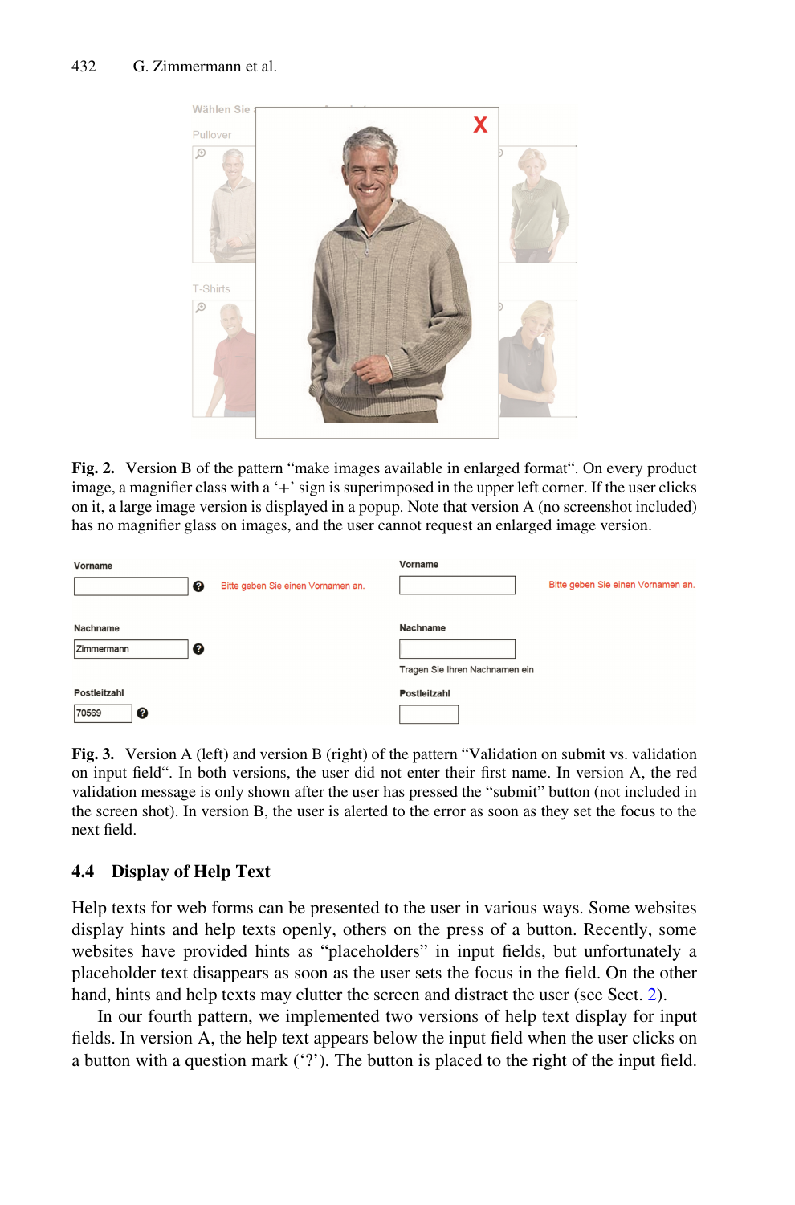Fig. 2. Version B of the pattern "make images available in enlarged format". On every product image, a magnifier class with a '+' sign is superimposed in the upper left corner. If the user clicks on it, a large image version is displayed in a popup. Note that version A (no screenshot included) has no magnifier glass on images, and the user cannot request an enlarged image version.

Fig. 3. Version A (left) and version B (right) of the pattern "Validation on submit vs. validation on input field". In both versions, the user did not enter their first name. In version A, the red validation message is only shown after the user has pressed the "submit" button (not included in the screen shot). In version B, the user is alerted to the error as soon as they set the focus to the next field.

### 4.4 Display of Help Text

Help texts for web forms can be presented to the user in various ways. Some websites display hints and help texts openly, others on the press of a button. Recently, some websites have provided hints as "placeholders" in input fields, but unfortunately a placeholder text disappears as soon as the user sets the focus in the field. On the other hand, hints and help texts may clutter the screen and distract the user (see Sect. 2).

In our fourth pattern, we implemented two versions of help text display for input fields. In version A, the help text appears below the input field when the user clicks on a button with a question mark ('?'). The button is placed to the right of the input field.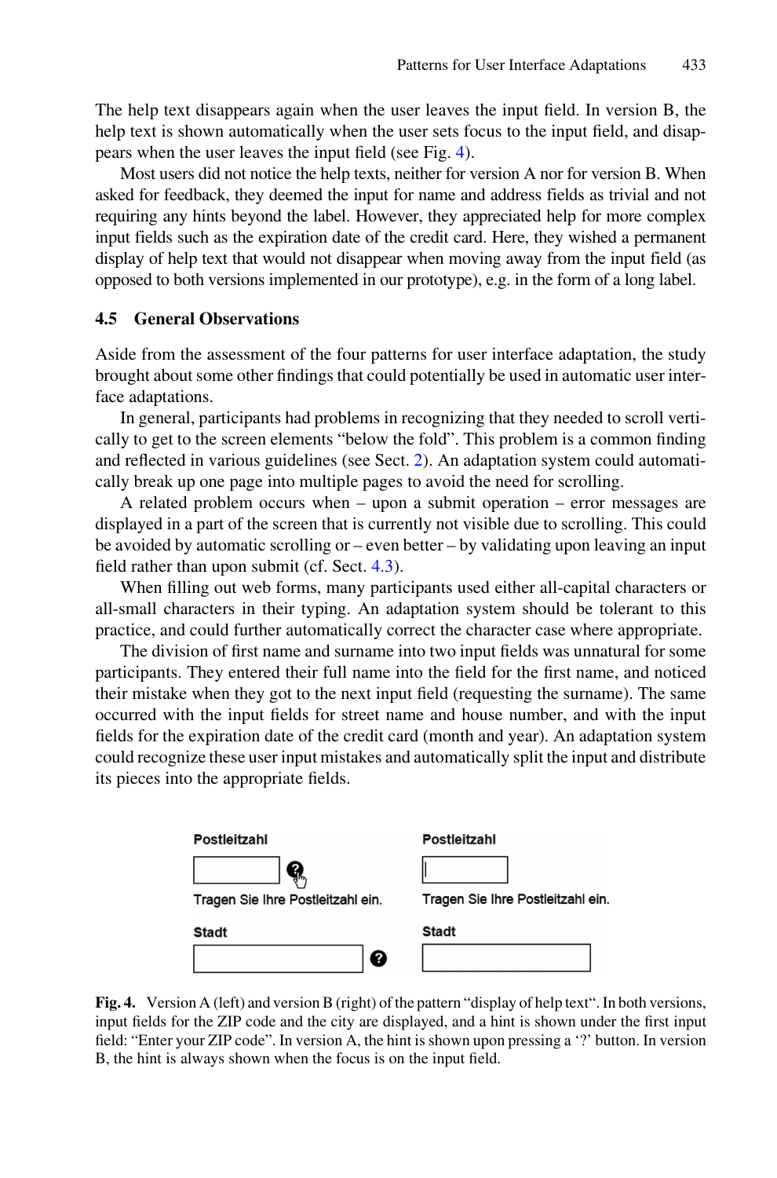The help text disappears again when the user leaves the input field. In version B, the help text is shown automatically when the user sets focus to the input field, and disappears when the user leaves the input field (see Fig. 4).

Most users did not notice the help texts, neither for version A nor for version B. When asked for feedback, they deemed the input for name and address fields as trivial and not requiring any hints beyond the label. However, they appreciated help for more complex input fields such as the expiration date of the credit card. Here, they wished a permanent display of help text that would not disappear when moving away from the input field (as opposed to both versions implemented in our prototype), e.g. in the form of a long label.

### 4.5 General Observations

Aside from the assessment of the four patterns for user interface adaptation, the study brought about some other findings that could potentially be used in automatic user interface adaptations.

In general, participants had problems in recognizing that they needed to scroll vertically to get to the screen elements "below the fold". This problem is a common finding and reflected in various guidelines (see Sect. 2). An adaptation system could automatically break up one page into multiple pages to avoid the need for scrolling.

A related problem occurs when – upon a submit operation – error messages are displayed in a part of the screen that is currently not visible due to scrolling. This could be avoided by automatic scrolling or – even better – by validating upon leaving an input field rather than upon submit (cf. Sect. 4.3).

When filling out web forms, many participants used either all-capital characters or all-small characters in their typing. An adaptation system should be tolerant to this practice, and could further automatically correct the character case where appropriate.

The division of first name and surname into two input fields was unnatural for some participants. They entered their full name into the field for the first name, and noticed their mistake when they got to the next input field (requesting the surname). The same occurred with the input fields for street name and house number, and with the input fields for the expiration date of the credit card (month and year). An adaptation system could recognize these user input mistakes and automatically split the input and distribute its pieces into the appropriate fields.

Postleitzahl

Tragen Sie Ihre Postleitzahl ein.

Stadt

Postleitzahl

Tragen Sie Ihre Postleitzahl ein.

Stadt

**Fig. 4.** Version A (left) and version B (right) of the pattern "display of help text". In both versions, input fields for the ZIP code and the city are displayed, and a hint is shown under the first input field: "Enter your ZIP code". In version A, the hint is shown upon pressing a '?' button. In version B, the hint is always shown when the focus is on the input field.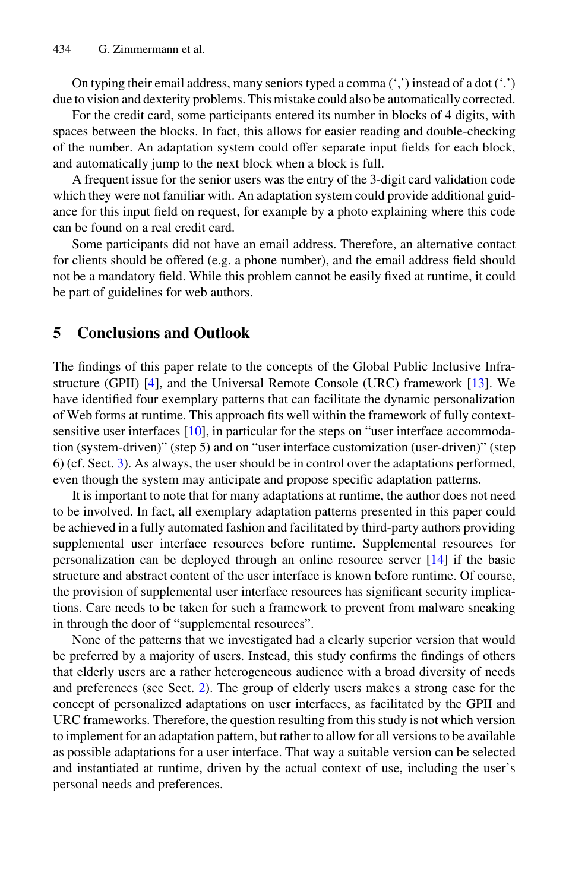On typing their email address, many seniors typed a comma (‘,’) instead of a dot (‘.’) due to vision and dexterity problems. This mistake could also be automatically corrected.

For the credit card, some participants entered its number in blocks of 4 digits, with spaces between the blocks. In fact, this allows for easier reading and double-checking of the number. An adaptation system could offer separate input fields for each block, and automatically jump to the next block when a block is full.

A frequent issue for the senior users was the entry of the 3-digit card validation code which they were not familiar with. An adaptation system could provide additional guidance for this input field on request, for example by a photo explaining where this code can be found on a real credit card.

Some participants did not have an email address. Therefore, an alternative contact for clients should be offered (e.g. a phone number), and the email address field should not be a mandatory field. While this problem cannot be easily fixed at runtime, it could be part of guidelines for web authors.

## 5 Conclusions and Outlook

The findings of this paper relate to the concepts of the Global Public Inclusive Infrastructure (GPII) [4], and the Universal Remote Console (URC) framework [13]. We have identified four exemplary patterns that can facilitate the dynamic personalization of Web forms at runtime. This approach fits well within the framework of fully context-sensitive user interfaces [10], in particular for the steps on “user interface accommodation (system-driven)” (step 5) and on “user interface customization (user-driven)” (step 6) (cf. Sect. 3). As always, the user should be in control over the adaptations performed, even though the system may anticipate and propose specific adaptation patterns.

It is important to note that for many adaptations at runtime, the author does not need to be involved. In fact, all exemplary adaptation patterns presented in this paper could be achieved in a fully automated fashion and facilitated by third-party authors providing supplemental user interface resources before runtime. Supplemental resources for personalization can be deployed through an online resource server [14] if the basic structure and abstract content of the user interface is known before runtime. Of course, the provision of supplemental user interface resources has significant security implications. Care needs to be taken for such a framework to prevent from malware sneaking in through the door of “supplemental resources”.

None of the patterns that we investigated had a clearly superior version that would be preferred by a majority of users. Instead, this study confirms the findings of others that elderly users are a rather heterogeneous audience with a broad diversity of needs and preferences (see Sect. 2). The group of elderly users makes a strong case for the concept of personalized adaptations on user interfaces, as facilitated by the GPII and URC frameworks. Therefore, the question resulting from this study is not which version to implement for an adaptation pattern, but rather to allow for all versions to be available as possible adaptations for a user interface. That way a suitable version can be selected and instantiated at runtime, driven by the actual context of use, including the user’s personal needs and preferences.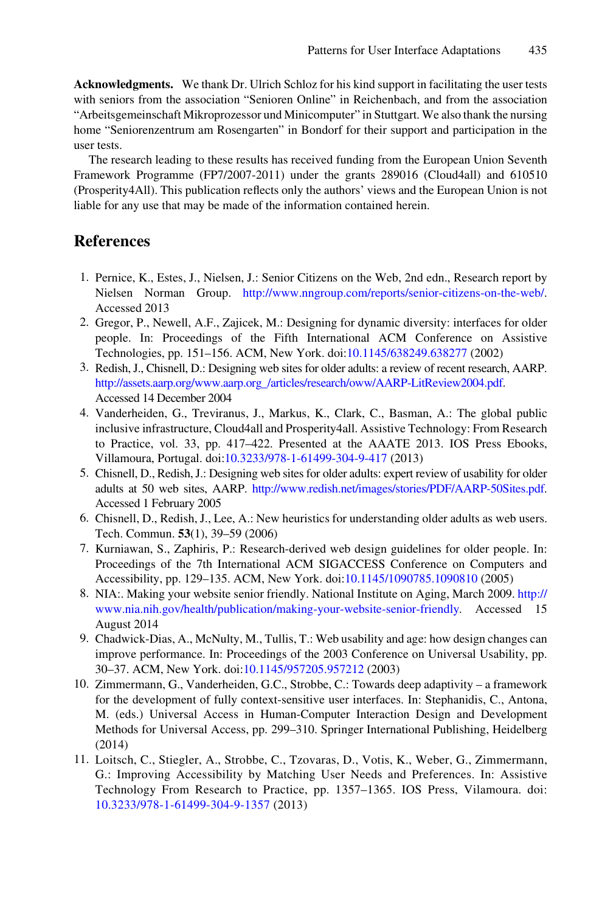**Acknowledgments.** We thank Dr. Ulrich Schloz for his kind support in facilitating the user tests with seniors from the association "Senioren Online" in Reichenbach, and from the association "Arbeitsgemeinschaft Mikroprozessor und Minicomputer" in Stuttgart. We also thank the nursing home "Seniorenzentrum am Rosengarten" in Bondorf for their support and participation in the user tests.

The research leading to these results has received funding from the European Union Seventh Framework Programme (FP7/2007-2011) under the grants 289016 (Cloud4all) and 610510 (Prosperity4All). This publication reflects only the authors' views and the European Union is not liable for any use that may be made of the information contained herein.

## References

1. Pernice, K., Estes, J., Nielsen, J.: Senior Citizens on the Web, 2nd edn., Research report by Nielsen Norman Group. http://www.nngroup.com/reports/senior-citizens-on-the-web/. Accessed 2013
2. Gregor, P., Newell, A.F., Zajicek, M.: Designing for dynamic diversity: interfaces for older people. In: Proceedings of the Fifth International ACM Conference on Assistive Technologies, pp. 151–156. ACM, New York. doi:10.1145/638249.638277 (2002)
3. Redish, J., Chisnell, D.: Designing web sites for older adults: a review of recent research, AARP. http://assets.aarp.org/www.aarp.org_/articles/research/oww/AARP-LitReview2004.pdf. Accessed 14 December 2004
4. Vanderheiden, G., Treviranus, J., Markus, K., Clark, C., Basman, A.: The global public inclusive infrastructure, Cloud4all and Prosperity4all. Assistive Technology: From Research to Practice, vol. 33, pp. 417–422. Presented at the AAATE 2013. IOS Press Ebooks, Villamoura, Portugal. doi:10.3233/978-1-61499-304-9-417 (2013)
5. Chisnell, D., Redish, J.: Designing web sites for older adults: expert review of usability for older adults at 50 web sites, AARP. http://www.redish.net/images/stories/PDF/AARP-50Sites.pdf. Accessed 1 February 2005
6. Chisnell, D., Redish, J., Lee, A.: New heuristics for understanding older adults as web users. Tech. Commun. **53**(1), 39–59 (2006)
7. Kurniawan, S., Zaphiris, P.: Research-derived web design guidelines for older people. In: Proceedings of the 7th International ACM SIGACCESS Conference on Computers and Accessibility, pp. 129–135. ACM, New York. doi:10.1145/1090785.1090810 (2005)
8. NIA:. Making your website senior friendly. National Institute on Aging, March 2009. http://www.nia.nih.gov/health/publication/making-your-website-senior-friendly. Accessed 15 August 2014
9. Chadwick-Dias, A., McNulty, M., Tullis, T.: Web usability and age: how design changes can improve performance. In: Proceedings of the 2003 Conference on Universal Usability, pp. 30–37. ACM, New York. doi:10.1145/957205.957212 (2003)
10. Zimmermann, G., Vanderheiden, G.C., Strobbe, C.: Towards deep adaptivity – a framework for the development of fully context-sensitive user interfaces. In: Stephanidis, C., Antona, M. (eds.) Universal Access in Human-Computer Interaction Design and Development Methods for Universal Access, pp. 299–310. Springer International Publishing, Heidelberg (2014)
11. Loitsch, C., Stiegler, A., Strobbe, C., Tzovaras, D., Votis, K., Weber, G., Zimmermann, G.: Improving Accessibility by Matching User Needs and Preferences. In: Assistive Technology From Research to Practice, pp. 1357–1365. IOS Press, Vilamoura. doi:10.3233/978-1-61499-304-9-1357 (2013)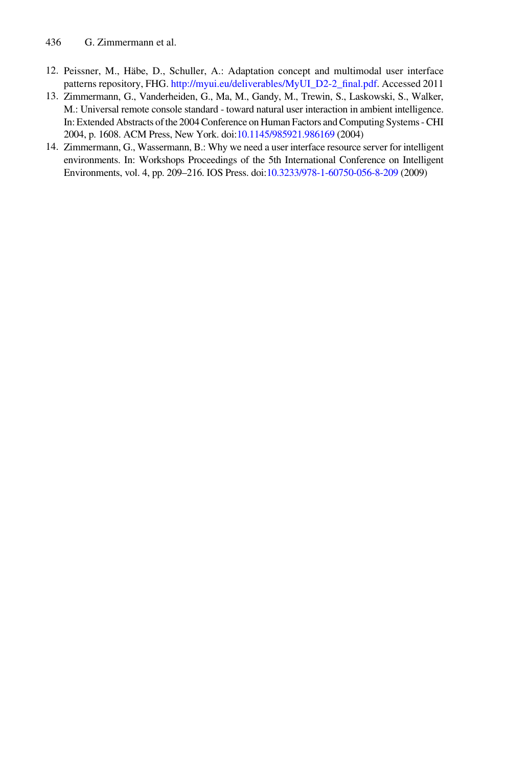12. Peissner, M., Häbe, D., Schuller, A.: Adaptation concept and multimodal user interface patterns repository, FHG. http://myui.eu/deliverables/MyUI_D2-2_final.pdf. Accessed 2011
13. Zimmermann, G., Vanderheiden, G., Ma, M., Gandy, M., Trewin, S., Laskowski, S., Walker, M.: Universal remote console standard - toward natural user interaction in ambient intelligence. In: Extended Abstracts of the 2004 Conference on Human Factors and Computing Systems - CHI 2004, p. 1608. ACM Press, New York. doi:10.1145/985921.986169 (2004)
14. Zimmermann, G., Wassermann, B.: Why we need a user interface resource server for intelligent environments. In: Workshops Proceedings of the 5th International Conference on Intelligent Environments, vol. 4, pp. 209–216. IOS Press. doi:10.3233/978-1-60750-056-8-209 (2009)